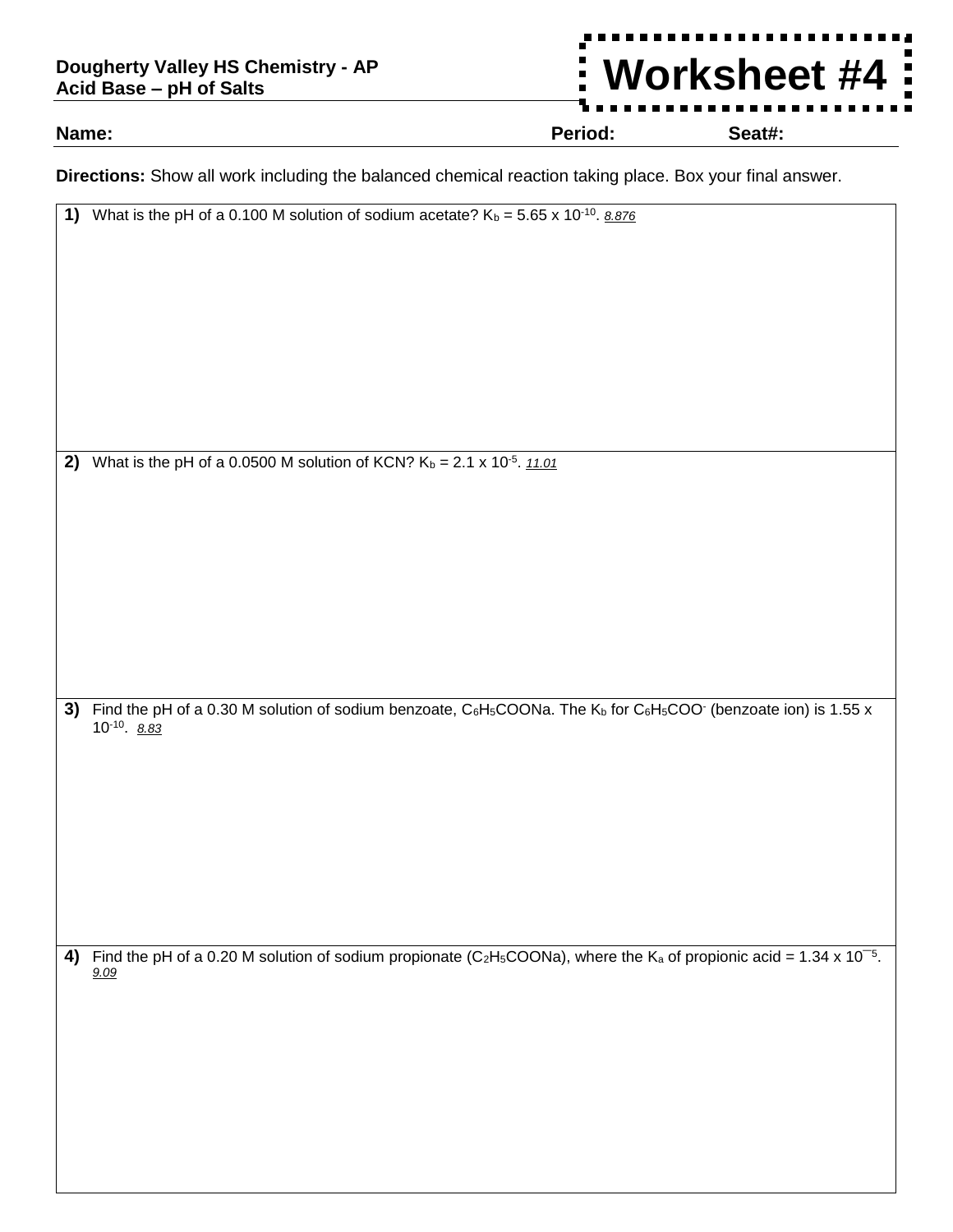**Dougherty Valley HS Chemistry - AP**
**Acid Base – pH of Salts**

# Worksheet #4

**Name:** **Period:** **Seat#:**

**Directions:** Show all work including the balanced chemical reaction taking place. Box your final answer.

**1)** What is the pH of a 0.100 M solution of sodium acetate? $K_b = 5.65 \times 10^{-10}$. *8.876*

**2)** What is the pH of a 0.0500 M solution of KCN? $K_b = 2.1 \times 10^{-5}$. *11.01*

**3)** Find the pH of a 0.30 M solution of sodium benzoate, $C_6H_5COONa$. The $K_b$ for $C_6H_5COO^-$ (benzoate ion) is $1.55 \times 10^{-10}$. *8.83*

**4)** Find the pH of a 0.20 M solution of sodium propionate ($C_2H_5COONa$), where the $K_a$ of propionic acid = $1.34 \times 10^{-5}$. *9.09*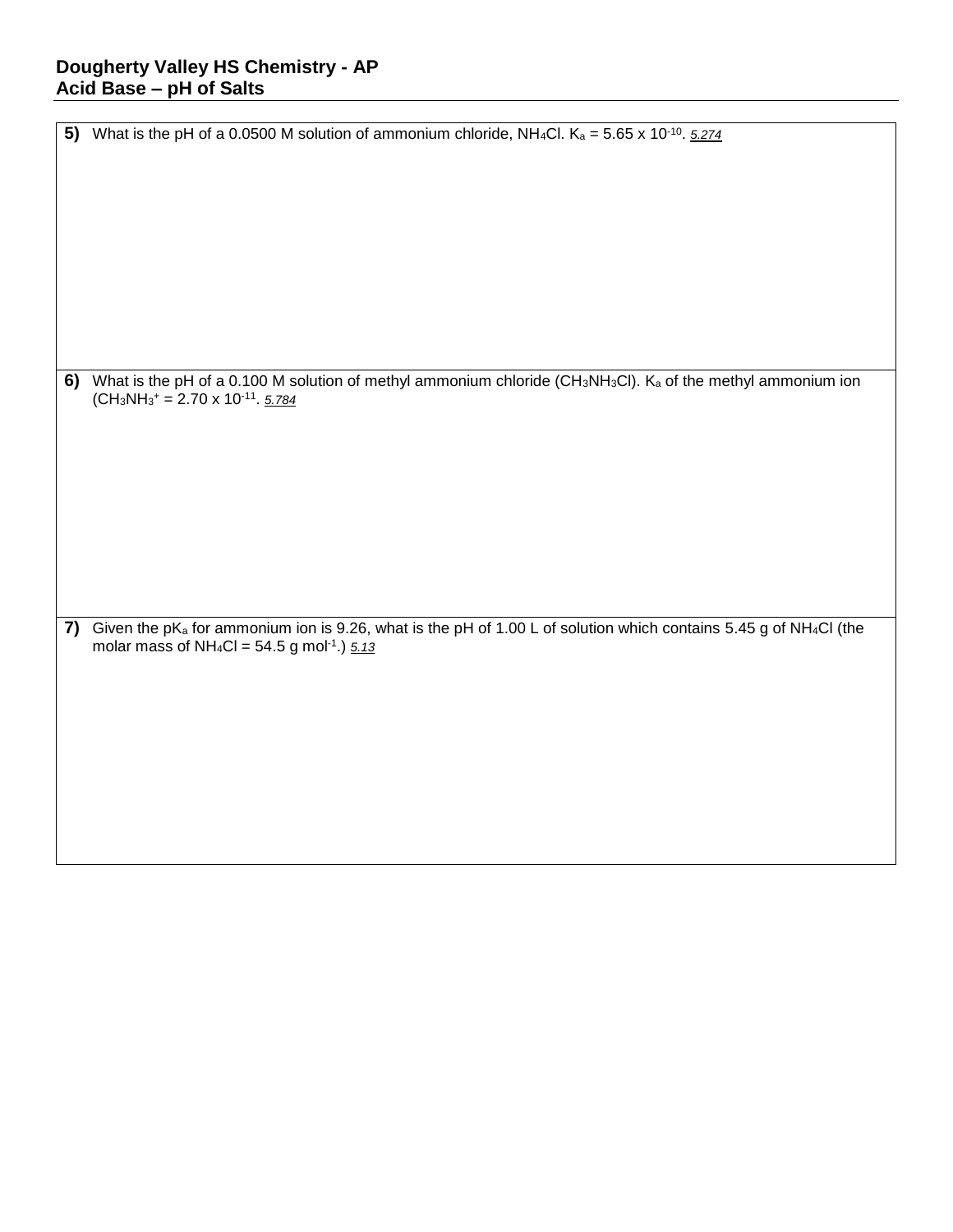**5)** What is the pH of a 0.0500 M solution of ammonium chloride, $NH_4Cl$. $K_a = 5.65 \times 10^{-10}$. *5.274*

**6)** What is the pH of a 0.100 M solution of methyl ammonium chloride ($CH_3NH_3Cl$). $K_a$ of the methyl ammonium ion ($CH_3NH_3^+ = 2.70 \times 10^{-11}$. *5.784*

**7)** Given the $pK_a$ for ammonium ion is 9.26, what is the pH of 1.00 L of solution which contains 5.45 g of $NH_4Cl$ (the molar mass of $NH_4Cl$ = 54.5 g $mol^{-1}$.) *5.13*